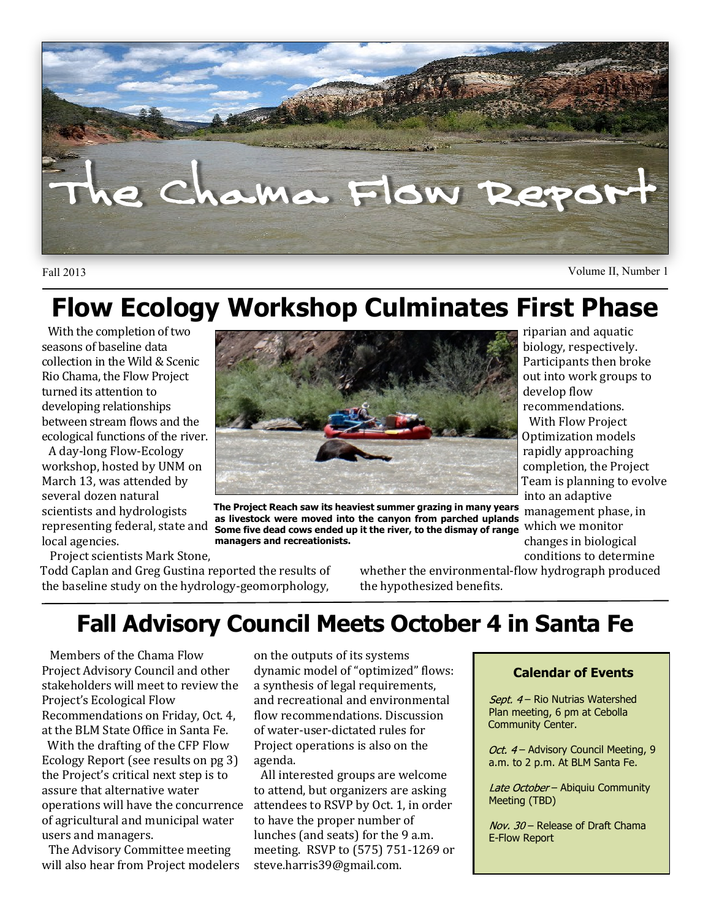# The Chama Flow Report

Fall 2013

Volume II, Number 1

## Flow Ecology Workshop Culminates First Phase

With the completion of two seasons of baseline data collection in the Wild & Scenic Rio Chama, the Flow Project turned its attention to developing relationships between stream flows and the ecological functions of the river.

A day-long Flow-Ecology workshop, hosted by UNM on March 13, was attended by several dozen natural scientists and hydrologists representing federal, state and local agencies.

Project scientists Mark Stone, Todd Caplan and Greg Gustina reported the results of the baseline study on the hydrology-geomorphology, riparian and aquatic biology, respectively. Participants then broke out into work groups to develop flow recommendations.

With Flow Project Optimization models rapidly approaching completion, the Project Team is planning to evolve into an adaptive management phase, in which we monitor changes in biological conditions to determine whether the environmental-flow hydrograph produced the hypothesized benefits.

**The Project Reach saw its heaviest summer grazing in many years as livestock were moved into the canyon from parched uplands Some five dead cows ended up it the river, to the dismay of range managers and recreationists.**

## Fall Advisory Council Meets October 4 in Santa Fe

Members of the Chama Flow Project Advisory Council and other stakeholders will meet to review the Project's Ecological Flow Recommendations on Friday, Oct. 4, at the BLM State Office in Santa Fe.

With the drafting of the CFP Flow Ecology Report (see results on pg 3) the Project's critical next step is to assure that alternative water operations will have the concurrence of agricultural and municipal water users and managers.

The Advisory Committee meeting will also hear from Project modelers on the outputs of its systems dynamic model of "optimized" flows: a synthesis of legal requirements, and recreational and environmental flow recommendations. Discussion of water-user-dictated rules for Project operations is also on the agenda.

All interested groups are welcome to attend, but organizers are asking attendees to RSVP by Oct. 1, in order to have the proper number of lunches (and seats) for the 9 a.m. meeting. RSVP to (575) 751-1269 or steve.harris39@gmail.com.

### Calendar of Events

*Sept. 4* – Rio Nutrias Watershed Plan meeting, 6 pm at Cebolla Community Center.

*Oct. 4* – Advisory Council Meeting, 9 a.m. to 2 p.m. At BLM Santa Fe.

*Late October* – Abiquiu Community Meeting (TBD)

*Nov. 30* – Release of Draft Chama E-Flow Report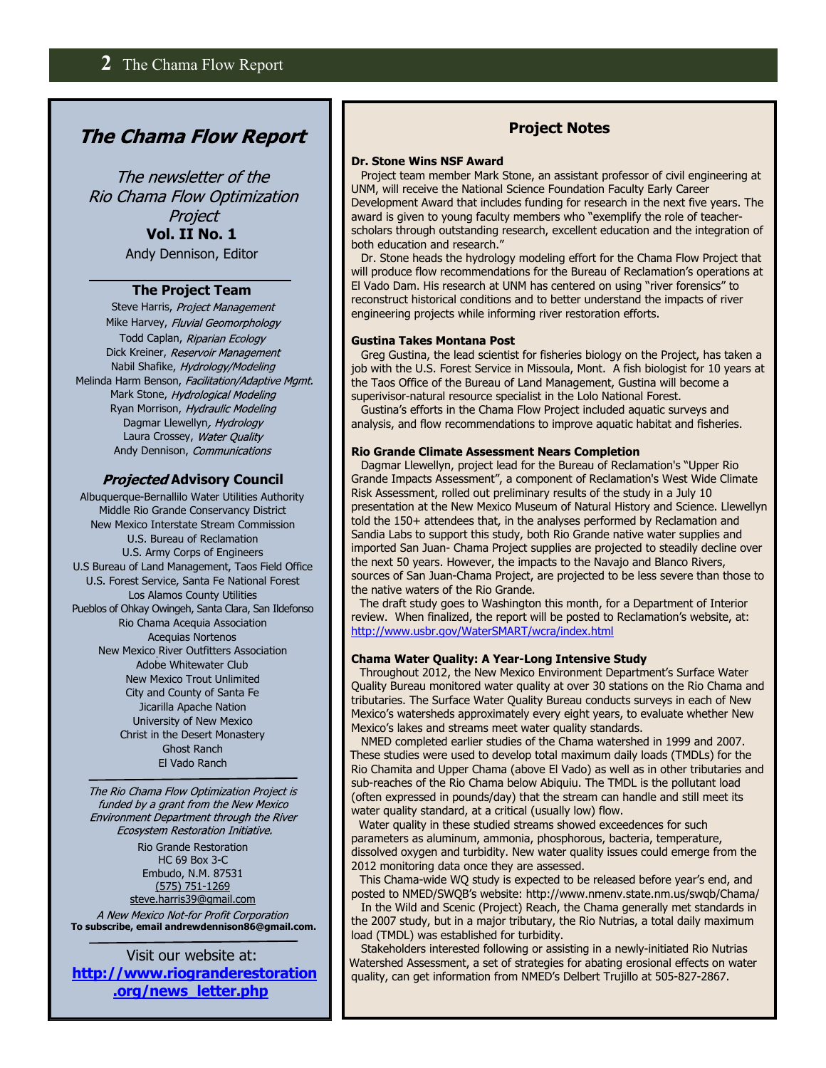# *The Chama Flow Report*

*The newsletter of the Rio Chama Flow Optimization Project*

**Vol. II No. 1**

Andy Dennison, Editor

## The Project Team

Steve Harris, *Project Management*
Mike Harvey, *Fluvial Geomorphology*
Todd Caplan, *Riparian Ecology*
Dick Kreiner, *Reservoir Management*
Nabil Shafike, *Hydrology/Modeling*
Melinda Harm Benson, *Facilitation/Adaptive Mgmt.*
Mark Stone, *Hydrological Modeling*
Ryan Morrison, *Hydraulic Modeling*
Dagmar Llewellyn, *Hydrology*
Laura Crossey, *Water Quality*
Andy Dennison, *Communications*

## *Projected* Advisory Council

Albuquerque-Bernallilo Water Utilities Authority
Middle Rio Grande Conservancy District
New Mexico Interstate Stream Commission
U.S. Bureau of Reclamation
U.S. Army Corps of Engineers
U.S Bureau of Land Management, Taos Field Office
U.S. Forest Service, Santa Fe National Forest
Los Alamos County Utilities
Pueblos of Ohkay Owingeh, Santa Clara, San Ildefonso
Rio Chama Acequia Association
Acequias Nortenos
New Mexico River Outfitters Association
Adobe Whitewater Club
New Mexico Trout Unlimited
City and County of Santa Fe
Jicarilla Apache Nation
University of New Mexico
Christ in the Desert Monastery
Ghost Ranch
El Vado Ranch

*The Rio Chama Flow Optimization Project is funded by a grant from the New Mexico Environment Department through the River Ecosystem Restoration Initiative.*

Rio Grande Restoration
HC 69 Box 3-C
Embudo, N.M. 87531
(575) 751-1269
steve.harris39@gmail.com

*A New Mexico Not-for Profit Corporation*

**To subscribe, email andrewdennison86@gmail.com.**

Visit our website at:
**http://www.riograndere­storation.org/news_letter.php**

## Project Notes

### Dr. Stone Wins NSF Award

Project team member Mark Stone, an assistant professor of civil engineering at UNM, will receive the National Science Foundation Faculty Early Career Development Award that includes funding for research in the next five years. The award is given to young faculty members who "exemplify the role of teacher-scholars through outstanding research, excellent education and the integration of both education and research."

Dr. Stone heads the hydrology modeling effort for the Chama Flow Project that will produce flow recommendations for the Bureau of Reclamation's operations at El Vado Dam. His research at UNM has centered on using "river forensics" to reconstruct historical conditions and to better understand the impacts of river engineering projects while informing river restoration efforts.

### Gustina Takes Montana Post

Greg Gustina, the lead scientist for fisheries biology on the Project, has taken a job with the U.S. Forest Service in Missoula, Mont. A fish biologist for 10 years at the Taos Office of the Bureau of Land Management, Gustina will become a superivisor-natural resource specialist in the Lolo National Forest.

Gustina's efforts in the Chama Flow Project included aquatic surveys and analysis, and flow recommendations to improve aquatic habitat and fisheries.

### Rio Grande Climate Assessment Nears Completion

Dagmar Llewellyn, project lead for the Bureau of Reclamation's "Upper Rio Grande Impacts Assessment", a component of Reclamation's West Wide Climate Risk Assessment, rolled out preliminary results of the study in a July 10 presentation at the New Mexico Museum of Natural History and Science. Llewellyn told the 150+ attendees that, in the analyses performed by Reclamation and Sandia Labs to support this study, both Rio Grande native water supplies and imported San Juan- Chama Project supplies are projected to steadily decline over the next 50 years. However, the impacts to the Navajo and Blanco Rivers, sources of San Juan-Chama Project, are projected to be less severe than those to the native waters of the Rio Grande.

The draft study goes to Washington this month, for a Department of Interior review. When finalized, the report will be posted to Reclamation's website, at: http://www.usbr.gov/WaterSMART/wcra/index.html

### Chama Water Quality: A Year-Long Intensive Study

Throughout 2012, the New Mexico Environment Department's Surface Water Quality Bureau monitored water quality at over 30 stations on the Rio Chama and tributaries. The Surface Water Quality Bureau conducts surveys in each of New Mexico's watersheds approximately every eight years, to evaluate whether New Mexico's lakes and streams meet water quality standards.

NMED completed earlier studies of the Chama watershed in 1999 and 2007. These studies were used to develop total maximum daily loads (TMDLs) for the Rio Chamita and Upper Chama (above El Vado) as well as in other tributaries and sub-reaches of the Rio Chama below Abiquiu. The TMDL is the pollutant load (often expressed in pounds/day) that the stream can handle and still meet its water quality standard, at a critical (usually low) flow.

Water quality in these studied streams showed exceedences for such parameters as aluminum, ammonia, phosphorous, bacteria, temperature, dissolved oxygen and turbidity. New water quality issues could emerge from the 2012 monitoring data once they are assessed.

This Chama-wide WQ study is expected to be released before year's end, and posted to NMED/SWQB's website: http://www.nmenv.state.nm.us/swqb/Chama/

In the Wild and Scenic (Project) Reach, the Chama generally met standards in the 2007 study, but in a major tributary, the Rio Nutrias, a total daily maximum load (TMDL) was established for turbidity.

Stakeholders interested following or assisting in a newly-initiated Rio Nutrias Watershed Assessment, a set of strategies for abating erosional effects on water quality, can get information from NMED's Delbert Trujillo at 505-827-2867.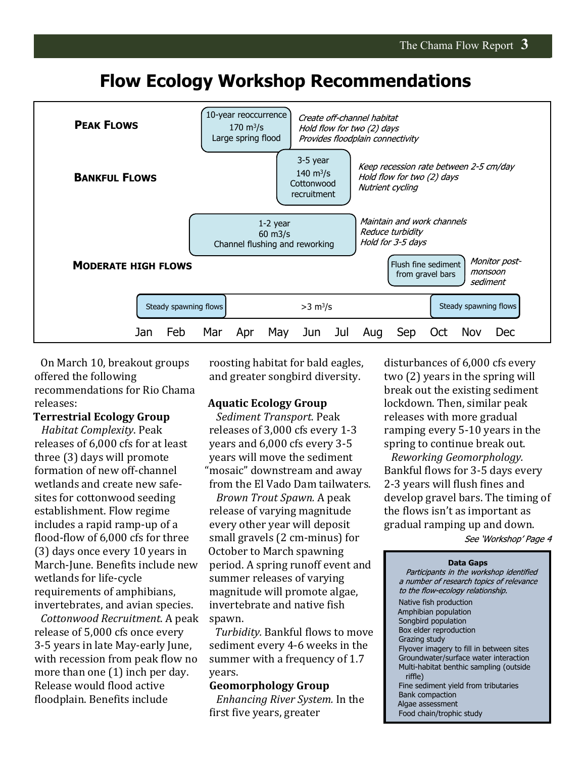# Flow Ecology Workshop Recommendations

**PEAK FLOWS**

10-year reoccurrence
170 $m^3/s$
Large spring flood

*Create off-channel habitat*
*Hold flow for two (2) days*
*Provides floodplain connectivity*

**BANKFUL FLOWS**

3-5 year
140 $m^3/s$
Cottonwood recruitment

*Keep recession rate between 2-5 cm/day*
*Hold flow for two (2) days*
*Nutrient cycling*

1-2 year
60 m3/s
Channel flushing and reworking

*Maintain and work channels*
*Reduce turbidity*
*Hold for 3-5 days*

**MODERATE HIGH FLOWS**

Flush fine sediment from gravel bars

*Monitor post-monsoon sediment*

Steady spawning flows | >3 $m^3/s$ | Steady spawning flows

Jan Feb Mar Apr May Jun Jul Aug Sep Oct Nov Dec

On March 10, breakout groups offered the following recommendations for Rio Chama releases:

**Terrestrial Ecology Group**

*Habitat Complexity*. Peak releases of 6,000 cfs for at least three (3) days will promote formation of new off-channel wetlands and create new safe-sites for cottonwood seeding establishment. Flow regime includes a rapid ramp-up of a flood-flow of 6,000 cfs for three (3) days once every 10 years in March-June. Benefits include new wetlands for life-cycle requirements of amphibians, invertebrates, and avian species.

*Cottonwood Recruitment*. A peak release of 5,000 cfs once every 3-5 years in late May-early June, with recession from peak flow no more than one (1) inch per day. Release would flood active floodplain. Benefits include roosting habitat for bald eagles, and greater songbird diversity.

**Aquatic Ecology Group**

*Sediment Transport.* Peak releases of 3,000 cfs every 1-3 years and 6,000 cfs every 3-5 years will move the sediment "mosaic" downstream and away from the El Vado Dam tailwaters.

*Brown Trout Spawn.* A peak release of varying magnitude every other year will deposit small gravels (2 cm-minus) for October to March spawning period. A spring runoff event and summer releases of varying magnitude will promote algae, invertebrate and native fish spawn.

*Turbidity.* Bankful flows to move sediment every 4-6 weeks in the summer with a frequency of 1.7 years.

**Geomorphology Group**

*Enhancing River System.* In the first five years, greater disturbances of 6,000 cfs every two (2) years in the spring will break out the existing sediment lockdown. Then, similar peak releases with more gradual ramping every 5-10 years in the spring to continue break out.

*Reworking Geomorphology.* Bankful flows for 3-5 days every 2-3 years will flush fines and develop gravel bars. The timing of the flows isn't as important as gradual ramping up and down.

*See 'Workshop' Page 4*

**Data Gaps**

*Participants in the workshop identified a number of research topics of relevance to the flow-ecology relationship.*

- Native fish production
- Amphibian population
- Songbird population
- Box elder reproduction
- Grazing study
- Flyover imagery to fill in between sites
- Groundwater/surface water interaction
- Multi-habitat benthic sampling (outside riffle)
- Fine sediment yield from tributaries
- Bank compaction
- Algae assessment
- Food chain/trophic study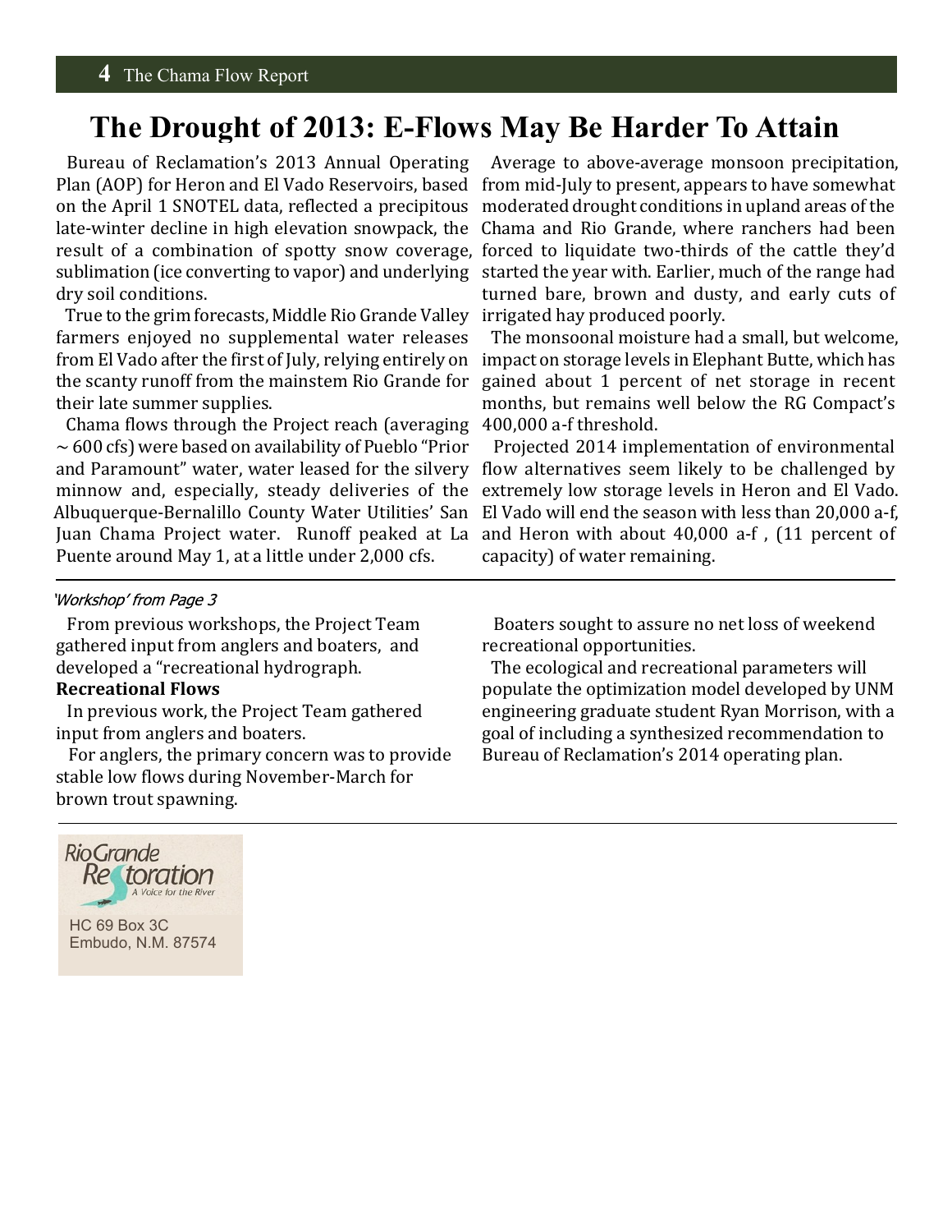# The Drought of 2013: E-Flows May Be Harder To Attain

Bureau of Reclamation's 2013 Annual Operating Plan (AOP) for Heron and El Vado Reservoirs, based on the April 1 SNOTEL data, reflected a precipitous late-winter decline in high elevation snowpack, the result of a combination of spotty snow coverage, sublimation (ice converting to vapor) and underlying dry soil conditions.

True to the grim forecasts, Middle Rio Grande Valley farmers enjoyed no supplemental water releases from El Vado after the first of July, relying entirely on the scanty runoff from the mainstem Rio Grande for their late summer supplies.

Chama flows through the Project reach (averaging ~ 600 cfs) were based on availability of Pueblo "Prior and Paramount" water, water leased for the silvery minnow and, especially, steady deliveries of the Albuquerque-Bernalillo County Water Utilities' San Juan Chama Project water. Runoff peaked at La Puente around May 1, at a little under 2,000 cfs.

Average to above-average monsoon precipitation, from mid-July to present, appears to have somewhat moderated drought conditions in upland areas of the Chama and Rio Grande, where ranchers had been forced to liquidate two-thirds of the cattle they'd started the year with. Earlier, much of the range had turned bare, brown and dusty, and early cuts of irrigated hay produced poorly.

The monsoonal moisture had a small, but welcome, impact on storage levels in Elephant Butte, which has gained about 1 percent of net storage in recent months, but remains well below the RG Compact's 400,000 a-f threshold.

Projected 2014 implementation of environmental flow alternatives seem likely to be challenged by extremely low storage levels in Heron and El Vado. El Vado will end the season with less than 20,000 a-f, and Heron with about 40,000 a-f , (11 percent of capacity) of water remaining.

---

*'Workshop' from Page 3*

From previous workshops, the Project Team gathered input from anglers and boaters, and developed a "recreational hydrograph.

**Recreational Flows**

In previous work, the Project Team gathered input from anglers and boaters.

For anglers, the primary concern was to provide stable low flows during November-March for brown trout spawning.

Boaters sought to assure no net loss of weekend recreational opportunities.

The ecological and recreational parameters will populate the optimization model developed by UNM engineering graduate student Ryan Morrison, with a goal of including a synthesized recommendation to Bureau of Reclamation's 2014 operating plan.

---

Rio Grande Restoration
A Voice for the River

HC 69 Box 3C
Embudo, N.M. 87574